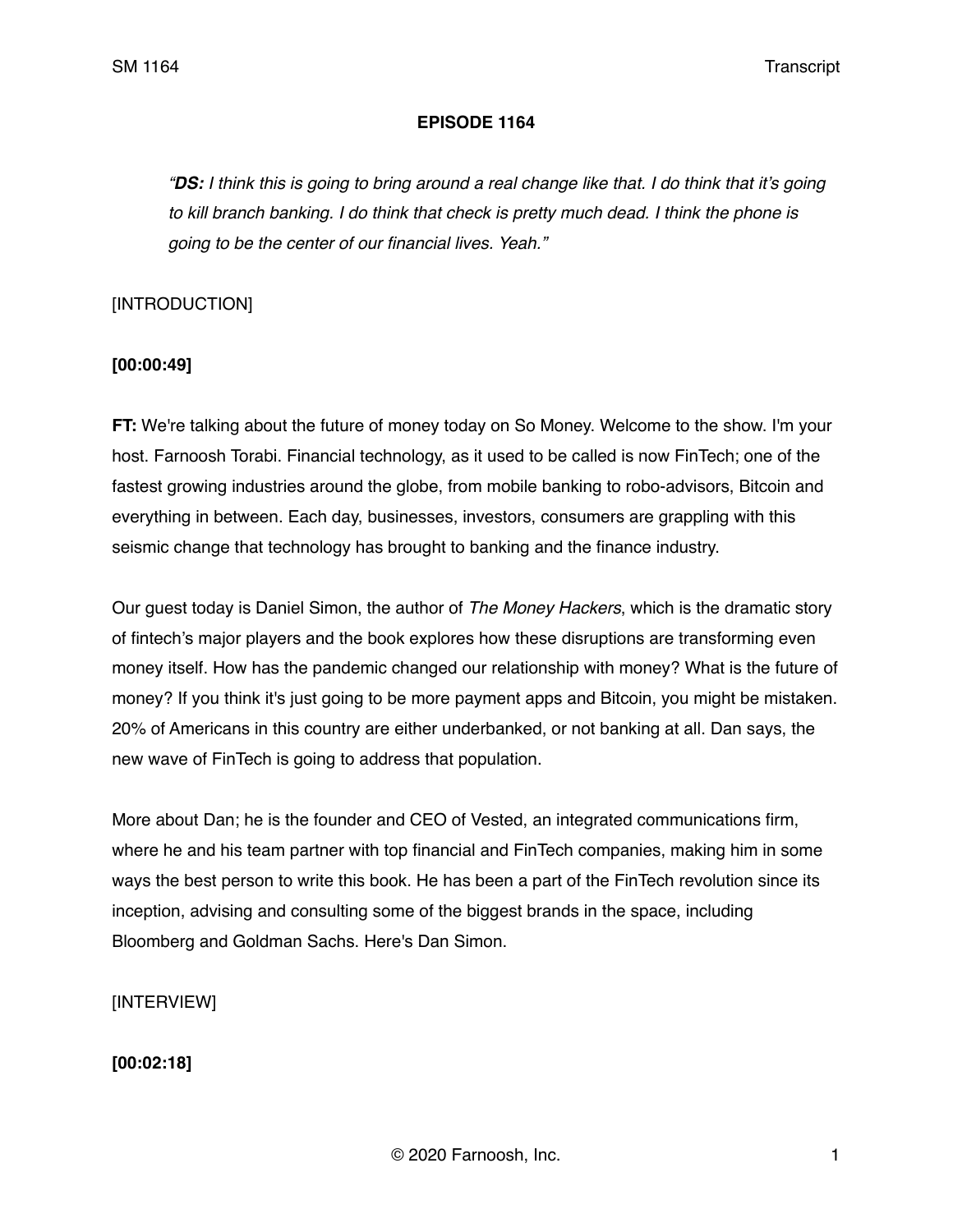**EPISODE 1164**

> *"**DS:** I think this is going to bring around a real change like that. I do think that it's going to kill branch banking. I do think that check is pretty much dead. I think the phone is going to be the center of our financial lives. Yeah."*

[INTRODUCTION]

**[00:00:49]**

**FT:** We're talking about the future of money today on So Money. Welcome to the show. I'm your host. Farnoosh Torabi. Financial technology, as it used to be called is now FinTech; one of the fastest growing industries around the globe, from mobile banking to robo-advisors, Bitcoin and everything in between. Each day, businesses, investors, consumers are grappling with this seismic change that technology has brought to banking and the finance industry.

Our guest today is Daniel Simon, the author of *The Money Hackers*, which is the dramatic story of fintech's major players and the book explores how these disruptions are transforming even money itself. How has the pandemic changed our relationship with money? What is the future of money? If you think it's just going to be more payment apps and Bitcoin, you might be mistaken. 20% of Americans in this country are either underbanked, or not banking at all. Dan says, the new wave of FinTech is going to address that population.

More about Dan; he is the founder and CEO of Vested, an integrated communications firm, where he and his team partner with top financial and FinTech companies, making him in some ways the best person to write this book. He has been a part of the FinTech revolution since its inception, advising and consulting some of the biggest brands in the space, including Bloomberg and Goldman Sachs. Here's Dan Simon.

[INTERVIEW]

**[00:02:18]**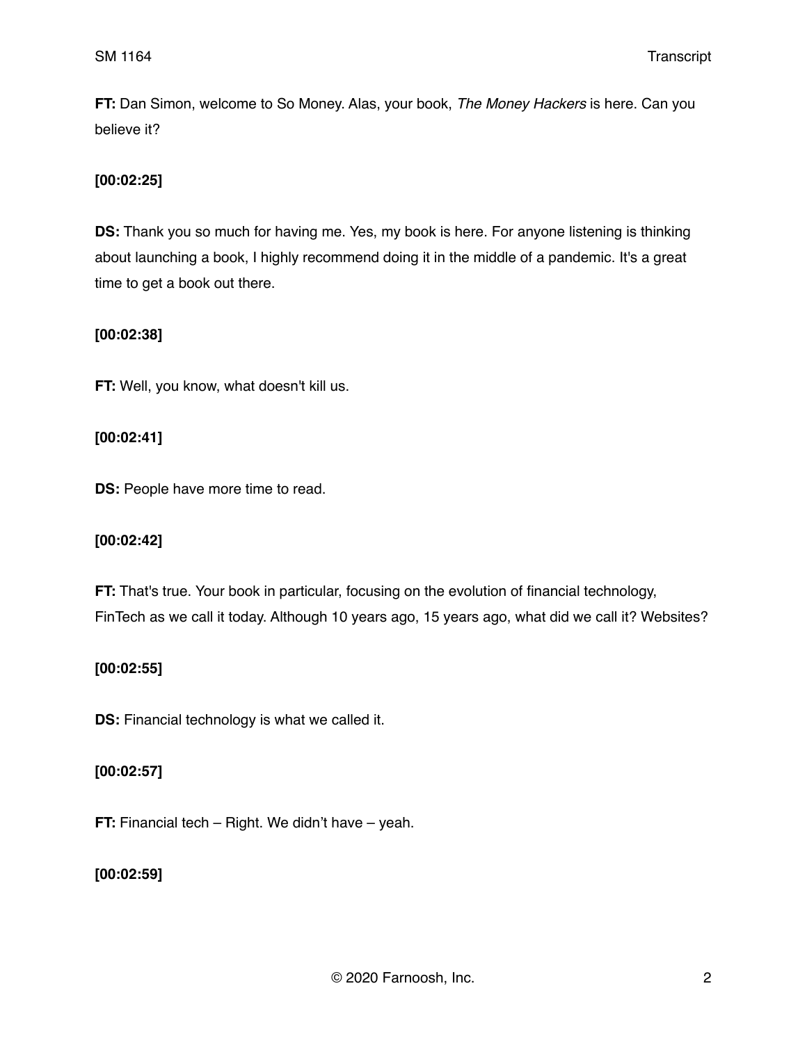**FT:** Dan Simon, welcome to So Money. Alas, your book, *The Money Hackers* is here. Can you believe it?

**[00:02:25]**

**DS:** Thank you so much for having me. Yes, my book is here. For anyone listening is thinking about launching a book, I highly recommend doing it in the middle of a pandemic. It's a great time to get a book out there.

**[00:02:38]**

**FT:** Well, you know, what doesn't kill us.

**[00:02:41]**

**DS:** People have more time to read.

**[00:02:42]**

**FT:** That's true. Your book in particular, focusing on the evolution of financial technology, FinTech as we call it today. Although 10 years ago, 15 years ago, what did we call it? Websites?

**[00:02:55]**

**DS:** Financial technology is what we called it.

**[00:02:57]**

**FT:** Financial tech – Right. We didn't have – yeah.

**[00:02:59]**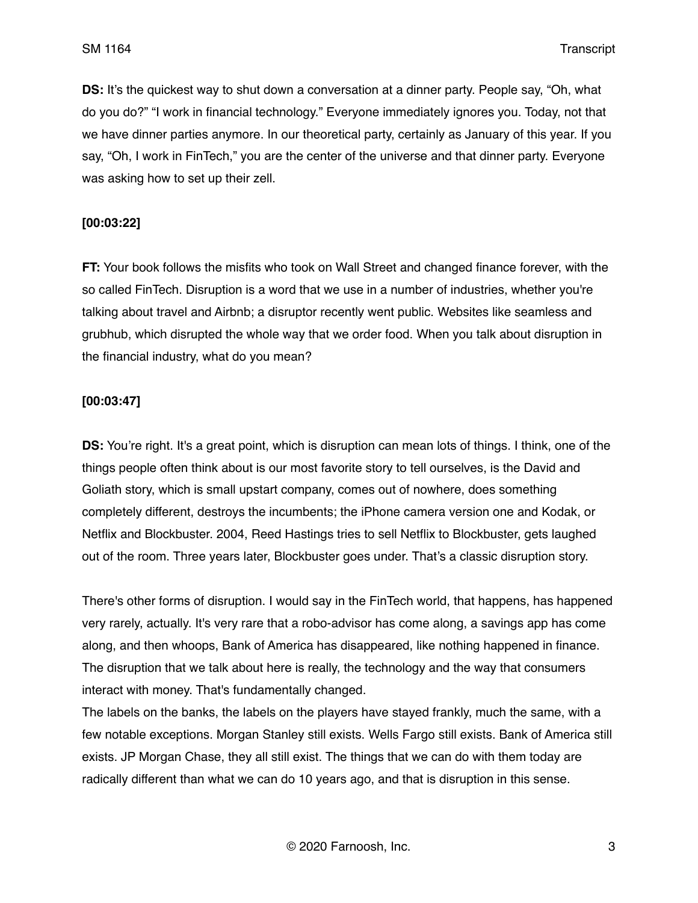**DS:** It's the quickest way to shut down a conversation at a dinner party. People say, "Oh, what do you do?" "I work in financial technology." Everyone immediately ignores you. Today, not that we have dinner parties anymore. In our theoretical party, certainly as January of this year. If you say, "Oh, I work in FinTech," you are the center of the universe and that dinner party. Everyone was asking how to set up their zell.

**[00:03:22]**

**FT:** Your book follows the misfits who took on Wall Street and changed finance forever, with the so called FinTech. Disruption is a word that we use in a number of industries, whether you're talking about travel and Airbnb; a disruptor recently went public. Websites like seamless and grubhub, which disrupted the whole way that we order food. When you talk about disruption in the financial industry, what do you mean?

**[00:03:47]**

**DS:** You're right. It's a great point, which is disruption can mean lots of things. I think, one of the things people often think about is our most favorite story to tell ourselves, is the David and Goliath story, which is small upstart company, comes out of nowhere, does something completely different, destroys the incumbents; the iPhone camera version one and Kodak, or Netflix and Blockbuster. 2004, Reed Hastings tries to sell Netflix to Blockbuster, gets laughed out of the room. Three years later, Blockbuster goes under. That's a classic disruption story.

There's other forms of disruption. I would say in the FinTech world, that happens, has happened very rarely, actually. It's very rare that a robo-advisor has come along, a savings app has come along, and then whoops, Bank of America has disappeared, like nothing happened in finance. The disruption that we talk about here is really, the technology and the way that consumers interact with money. That's fundamentally changed.

The labels on the banks, the labels on the players have stayed frankly, much the same, with a few notable exceptions. Morgan Stanley still exists. Wells Fargo still exists. Bank of America still exists. JP Morgan Chase, they all still exist. The things that we can do with them today are radically different than what we can do 10 years ago, and that is disruption in this sense.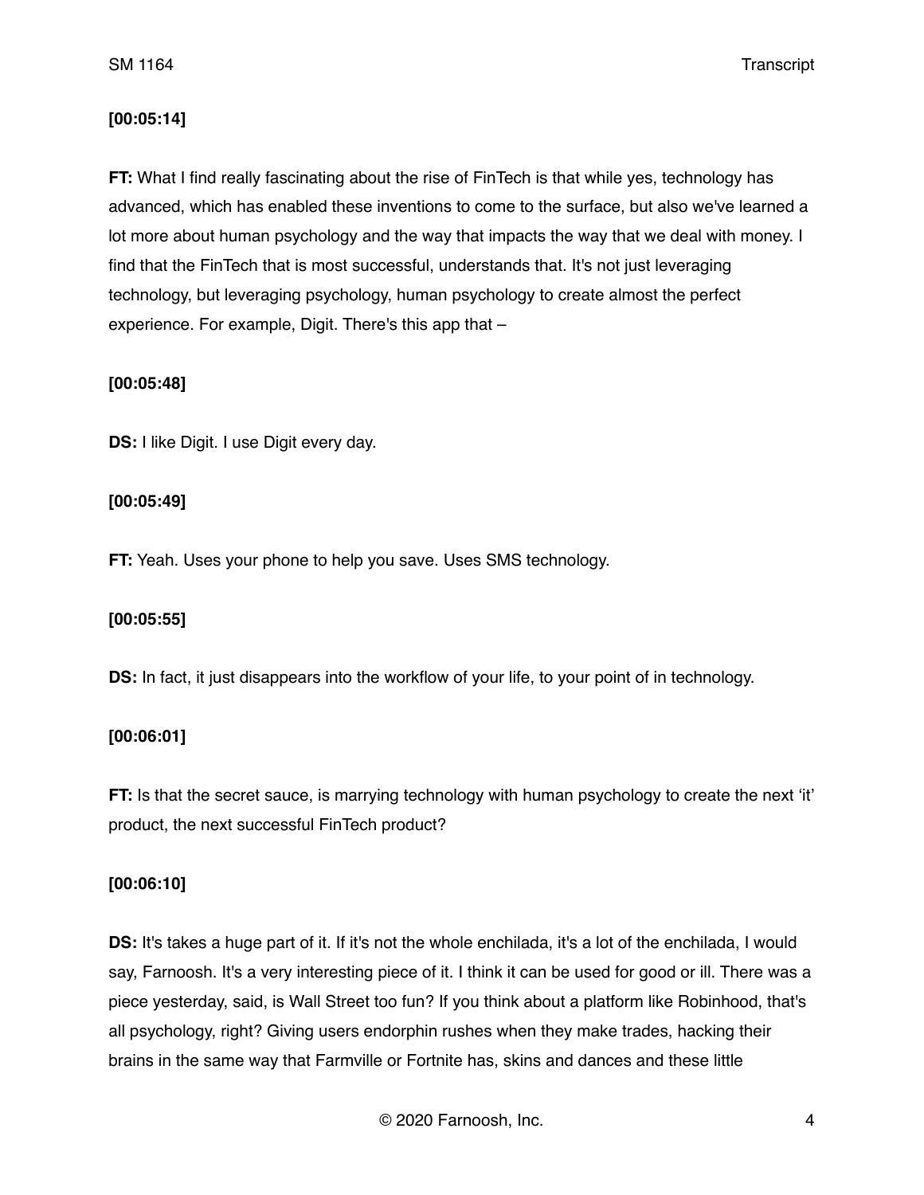**[00:05:14]**

**FT:** What I find really fascinating about the rise of FinTech is that while yes, technology has advanced, which has enabled these inventions to come to the surface, but also we've learned a lot more about human psychology and the way that impacts the way that we deal with money. I find that the FinTech that is most successful, understands that. It's not just leveraging technology, but leveraging psychology, human psychology to create almost the perfect experience. For example, Digit. There's this app that –

**[00:05:48]**

**DS:** I like Digit. I use Digit every day.

**[00:05:49]**

**FT:** Yeah. Uses your phone to help you save. Uses SMS technology.

**[00:05:55]**

**DS:** In fact, it just disappears into the workflow of your life, to your point of in technology.

**[00:06:01]**

**FT:** Is that the secret sauce, is marrying technology with human psychology to create the next 'it' product, the next successful FinTech product?

**[00:06:10]**

**DS:** It's takes a huge part of it. If it's not the whole enchilada, it's a lot of the enchilada, I would say, Farnoosh. It's a very interesting piece of it. I think it can be used for good or ill. There was a piece yesterday, said, is Wall Street too fun? If you think about a platform like Robinhood, that's all psychology, right? Giving users endorphin rushes when they make trades, hacking their brains in the same way that Farmville or Fortnite has, skins and dances and these little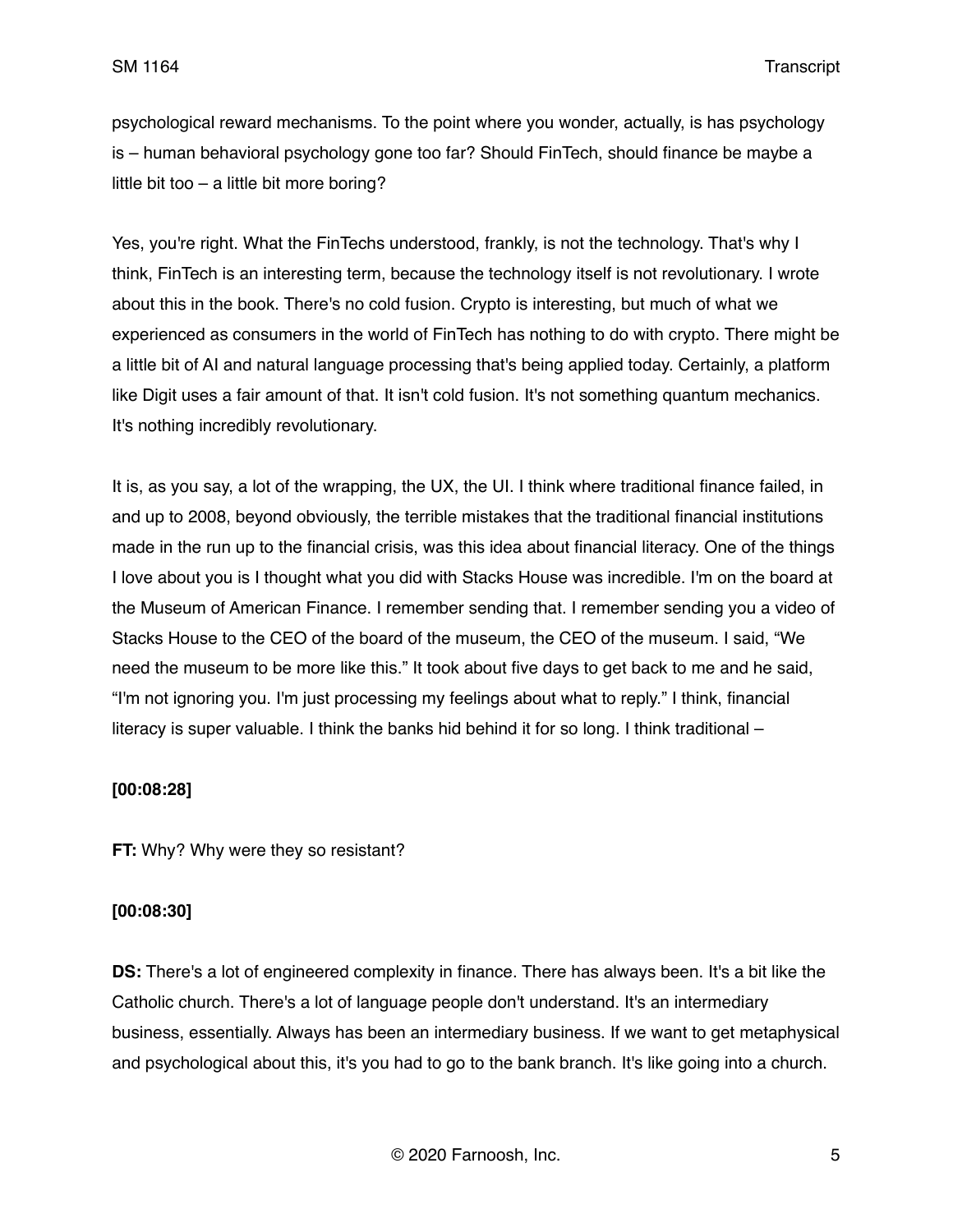psychological reward mechanisms. To the point where you wonder, actually, is has psychology is – human behavioral psychology gone too far? Should FinTech, should finance be maybe a little bit too – a little bit more boring?

Yes, you're right. What the FinTechs understood, frankly, is not the technology. That's why I think, FinTech is an interesting term, because the technology itself is not revolutionary. I wrote about this in the book. There's no cold fusion. Crypto is interesting, but much of what we experienced as consumers in the world of FinTech has nothing to do with crypto. There might be a little bit of AI and natural language processing that's being applied today. Certainly, a platform like Digit uses a fair amount of that. It isn't cold fusion. It's not something quantum mechanics. It's nothing incredibly revolutionary.

It is, as you say, a lot of the wrapping, the UX, the UI. I think where traditional finance failed, in and up to 2008, beyond obviously, the terrible mistakes that the traditional financial institutions made in the run up to the financial crisis, was this idea about financial literacy. One of the things I love about you is I thought what you did with Stacks House was incredible. I'm on the board at the Museum of American Finance. I remember sending that. I remember sending you a video of Stacks House to the CEO of the board of the museum, the CEO of the museum. I said, "We need the museum to be more like this." It took about five days to get back to me and he said, "I'm not ignoring you. I'm just processing my feelings about what to reply." I think, financial literacy is super valuable. I think the banks hid behind it for so long. I think traditional –

**[00:08:28]**

**FT:** Why? Why were they so resistant?

**[00:08:30]**

**DS:** There's a lot of engineered complexity in finance. There has always been. It's a bit like the Catholic church. There's a lot of language people don't understand. It's an intermediary business, essentially. Always has been an intermediary business. If we want to get metaphysical and psychological about this, it's you had to go to the bank branch. It's like going into a church.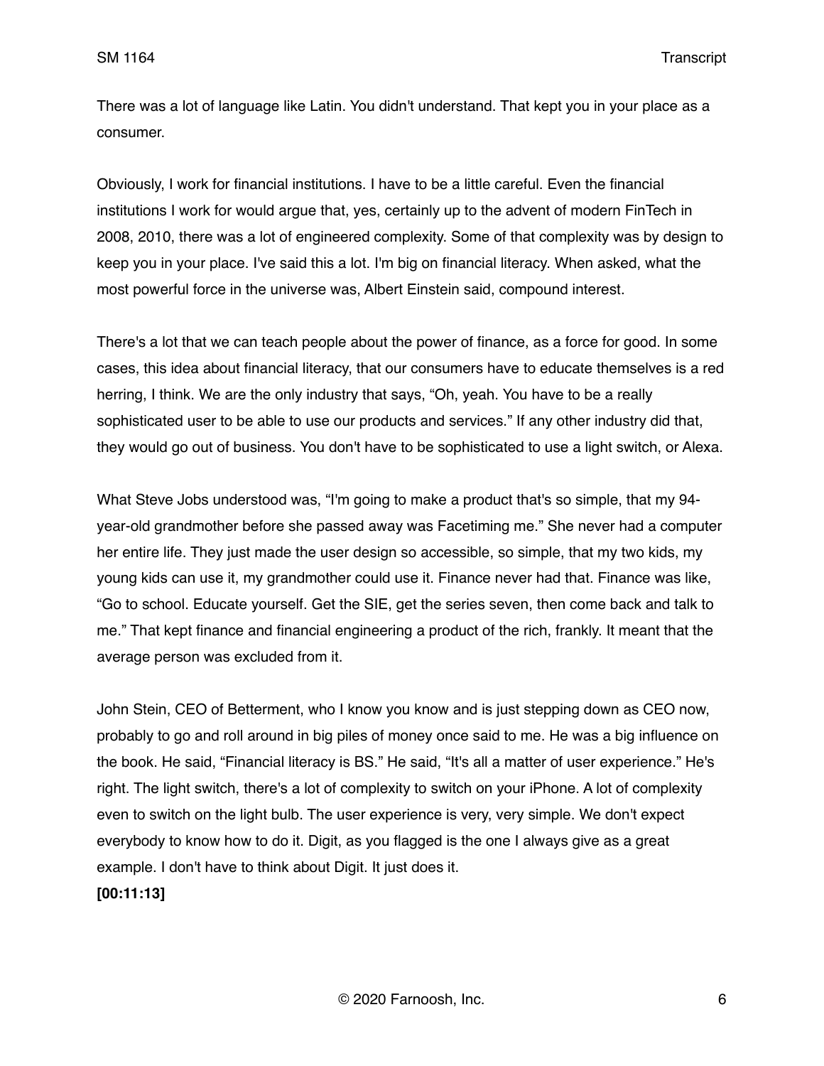There was a lot of language like Latin. You didn't understand. That kept you in your place as a consumer.

Obviously, I work for financial institutions. I have to be a little careful. Even the financial institutions I work for would argue that, yes, certainly up to the advent of modern FinTech in 2008, 2010, there was a lot of engineered complexity. Some of that complexity was by design to keep you in your place. I've said this a lot. I'm big on financial literacy. When asked, what the most powerful force in the universe was, Albert Einstein said, compound interest.

There's a lot that we can teach people about the power of finance, as a force for good. In some cases, this idea about financial literacy, that our consumers have to educate themselves is a red herring, I think. We are the only industry that says, "Oh, yeah. You have to be a really sophisticated user to be able to use our products and services." If any other industry did that, they would go out of business. You don't have to be sophisticated to use a light switch, or Alexa.

What Steve Jobs understood was, "I'm going to make a product that's so simple, that my 94-year-old grandmother before she passed away was Facetiming me." She never had a computer her entire life. They just made the user design so accessible, so simple, that my two kids, my young kids can use it, my grandmother could use it. Finance never had that. Finance was like, "Go to school. Educate yourself. Get the SIE, get the series seven, then come back and talk to me." That kept finance and financial engineering a product of the rich, frankly. It meant that the average person was excluded from it.

John Stein, CEO of Betterment, who I know you know and is just stepping down as CEO now, probably to go and roll around in big piles of money once said to me. He was a big influence on the book. He said, "Financial literacy is BS." He said, "It's all a matter of user experience." He's right. The light switch, there's a lot of complexity to switch on your iPhone. A lot of complexity even to switch on the light bulb. The user experience is very, very simple. We don't expect everybody to know how to do it. Digit, as you flagged is the one I always give as a great example. I don't have to think about Digit. It just does it.

**[00:11:13]**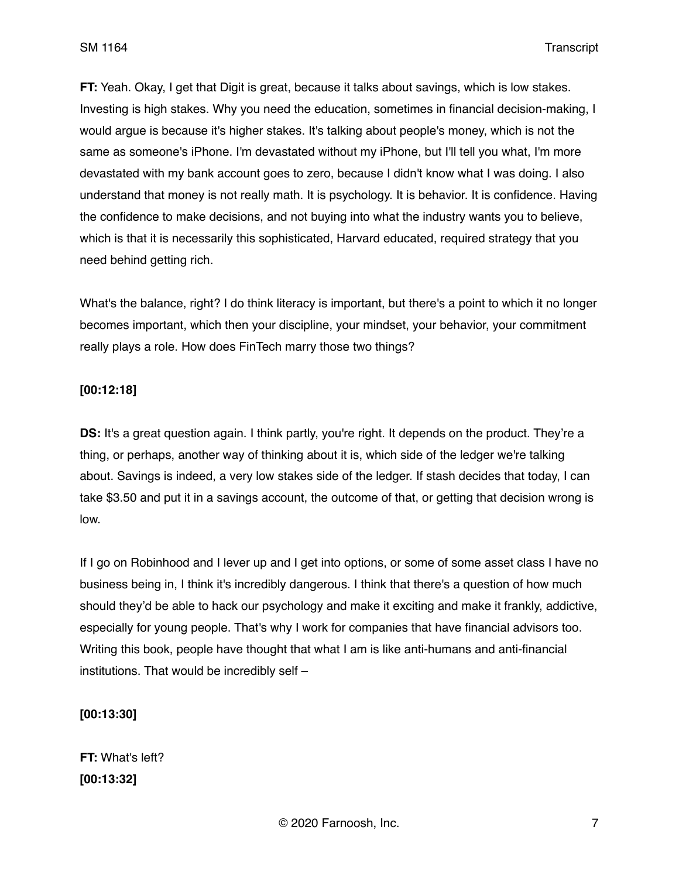**FT:** Yeah. Okay, I get that Digit is great, because it talks about savings, which is low stakes. Investing is high stakes. Why you need the education, sometimes in financial decision-making, I would argue is because it's higher stakes. It's talking about people's money, which is not the same as someone's iPhone. I'm devastated without my iPhone, but I'll tell you what, I'm more devastated with my bank account goes to zero, because I didn't know what I was doing. I also understand that money is not really math. It is psychology. It is behavior. It is confidence. Having the confidence to make decisions, and not buying into what the industry wants you to believe, which is that it is necessarily this sophisticated, Harvard educated, required strategy that you need behind getting rich.

What's the balance, right? I do think literacy is important, but there's a point to which it no longer becomes important, which then your discipline, your mindset, your behavior, your commitment really plays a role. How does FinTech marry those two things?

**[00:12:18]**

**DS:** It's a great question again. I think partly, you're right. It depends on the product. They're a thing, or perhaps, another way of thinking about it is, which side of the ledger we're talking about. Savings is indeed, a very low stakes side of the ledger. If stash decides that today, I can take $3.50 and put it in a savings account, the outcome of that, or getting that decision wrong is low.

If I go on Robinhood and I lever up and I get into options, or some of some asset class I have no business being in, I think it's incredibly dangerous. I think that there's a question of how much should they'd be able to hack our psychology and make it exciting and make it frankly, addictive, especially for young people. That's why I work for companies that have financial advisors too. Writing this book, people have thought that what I am is like anti-humans and anti-financial institutions. That would be incredibly self –

**[00:13:30]**

**FT:** What's left?

**[00:13:32]**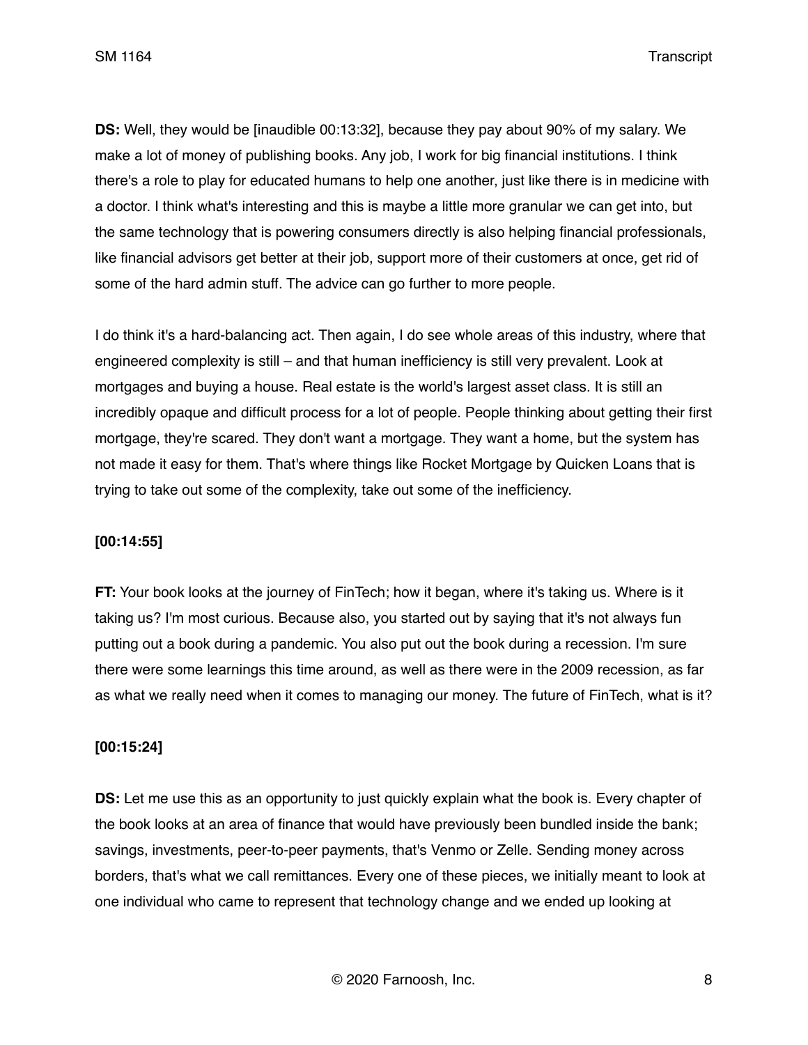**DS:** Well, they would be [inaudible 00:13:32], because they pay about 90% of my salary. We make a lot of money of publishing books. Any job, I work for big financial institutions. I think there's a role to play for educated humans to help one another, just like there is in medicine with a doctor. I think what's interesting and this is maybe a little more granular we can get into, but the same technology that is powering consumers directly is also helping financial professionals, like financial advisors get better at their job, support more of their customers at once, get rid of some of the hard admin stuff. The advice can go further to more people.

I do think it's a hard-balancing act. Then again, I do see whole areas of this industry, where that engineered complexity is still – and that human inefficiency is still very prevalent. Look at mortgages and buying a house. Real estate is the world's largest asset class. It is still an incredibly opaque and difficult process for a lot of people. People thinking about getting their first mortgage, they're scared. They don't want a mortgage. They want a home, but the system has not made it easy for them. That's where things like Rocket Mortgage by Quicken Loans that is trying to take out some of the complexity, take out some of the inefficiency.

**[00:14:55]**

**FT:** Your book looks at the journey of FinTech; how it began, where it's taking us. Where is it taking us? I'm most curious. Because also, you started out by saying that it's not always fun putting out a book during a pandemic. You also put out the book during a recession. I'm sure there were some learnings this time around, as well as there were in the 2009 recession, as far as what we really need when it comes to managing our money. The future of FinTech, what is it?

**[00:15:24]**

**DS:** Let me use this as an opportunity to just quickly explain what the book is. Every chapter of the book looks at an area of finance that would have previously been bundled inside the bank; savings, investments, peer-to-peer payments, that's Venmo or Zelle. Sending money across borders, that's what we call remittances. Every one of these pieces, we initially meant to look at one individual who came to represent that technology change and we ended up looking at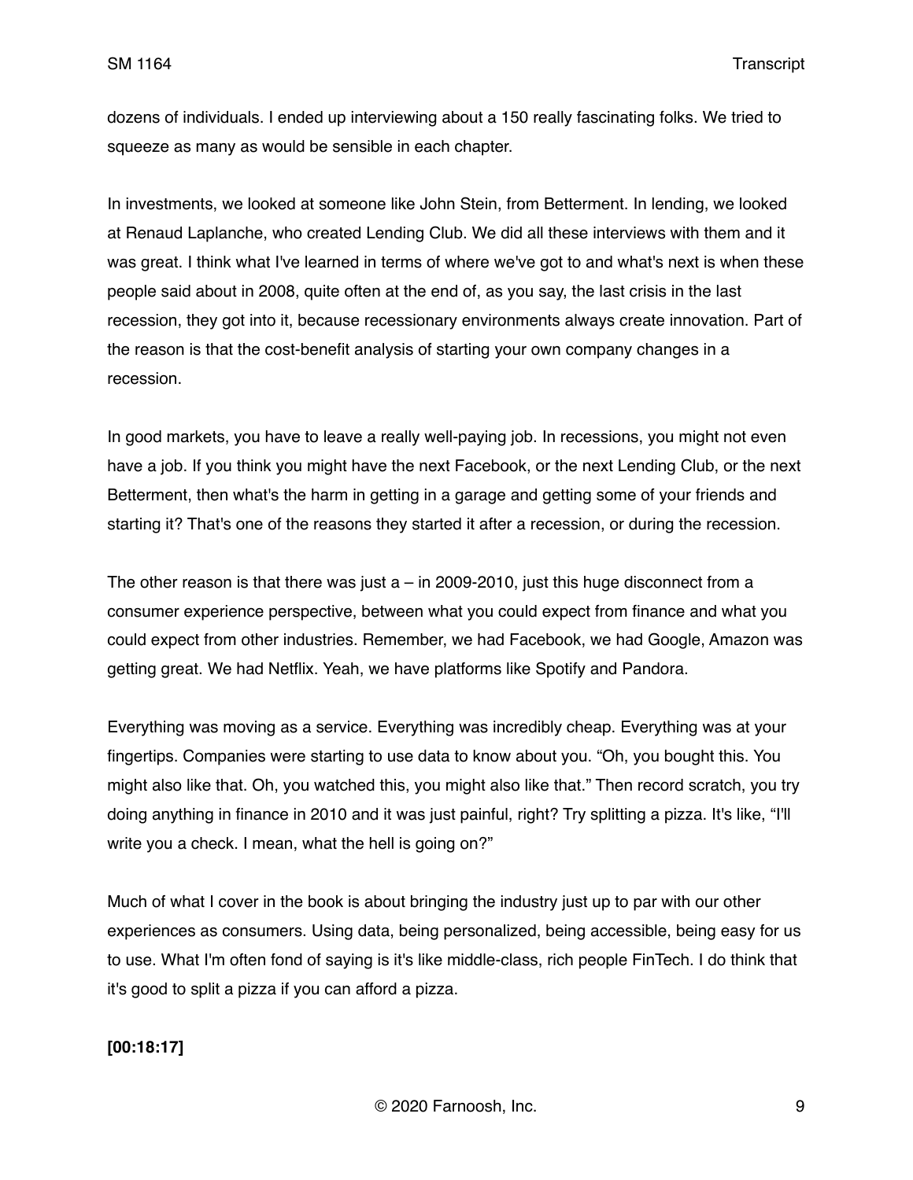dozens of individuals. I ended up interviewing about a 150 really fascinating folks. We tried to squeeze as many as would be sensible in each chapter.

In investments, we looked at someone like John Stein, from Betterment. In lending, we looked at Renaud Laplanche, who created Lending Club. We did all these interviews with them and it was great. I think what I've learned in terms of where we've got to and what's next is when these people said about in 2008, quite often at the end of, as you say, the last crisis in the last recession, they got into it, because recessionary environments always create innovation. Part of the reason is that the cost-benefit analysis of starting your own company changes in a recession.

In good markets, you have to leave a really well-paying job. In recessions, you might not even have a job. If you think you might have the next Facebook, or the next Lending Club, or the next Betterment, then what's the harm in getting in a garage and getting some of your friends and starting it? That's one of the reasons they started it after a recession, or during the recession.

The other reason is that there was just a – in 2009-2010, just this huge disconnect from a consumer experience perspective, between what you could expect from finance and what you could expect from other industries. Remember, we had Facebook, we had Google, Amazon was getting great. We had Netflix. Yeah, we have platforms like Spotify and Pandora.

Everything was moving as a service. Everything was incredibly cheap. Everything was at your fingertips. Companies were starting to use data to know about you. "Oh, you bought this. You might also like that. Oh, you watched this, you might also like that." Then record scratch, you try doing anything in finance in 2010 and it was just painful, right? Try splitting a pizza. It's like, "I'll write you a check. I mean, what the hell is going on?"

Much of what I cover in the book is about bringing the industry just up to par with our other experiences as consumers. Using data, being personalized, being accessible, being easy for us to use. What I'm often fond of saying is it's like middle-class, rich people FinTech. I do think that it's good to split a pizza if you can afford a pizza.

**[00:18:17]**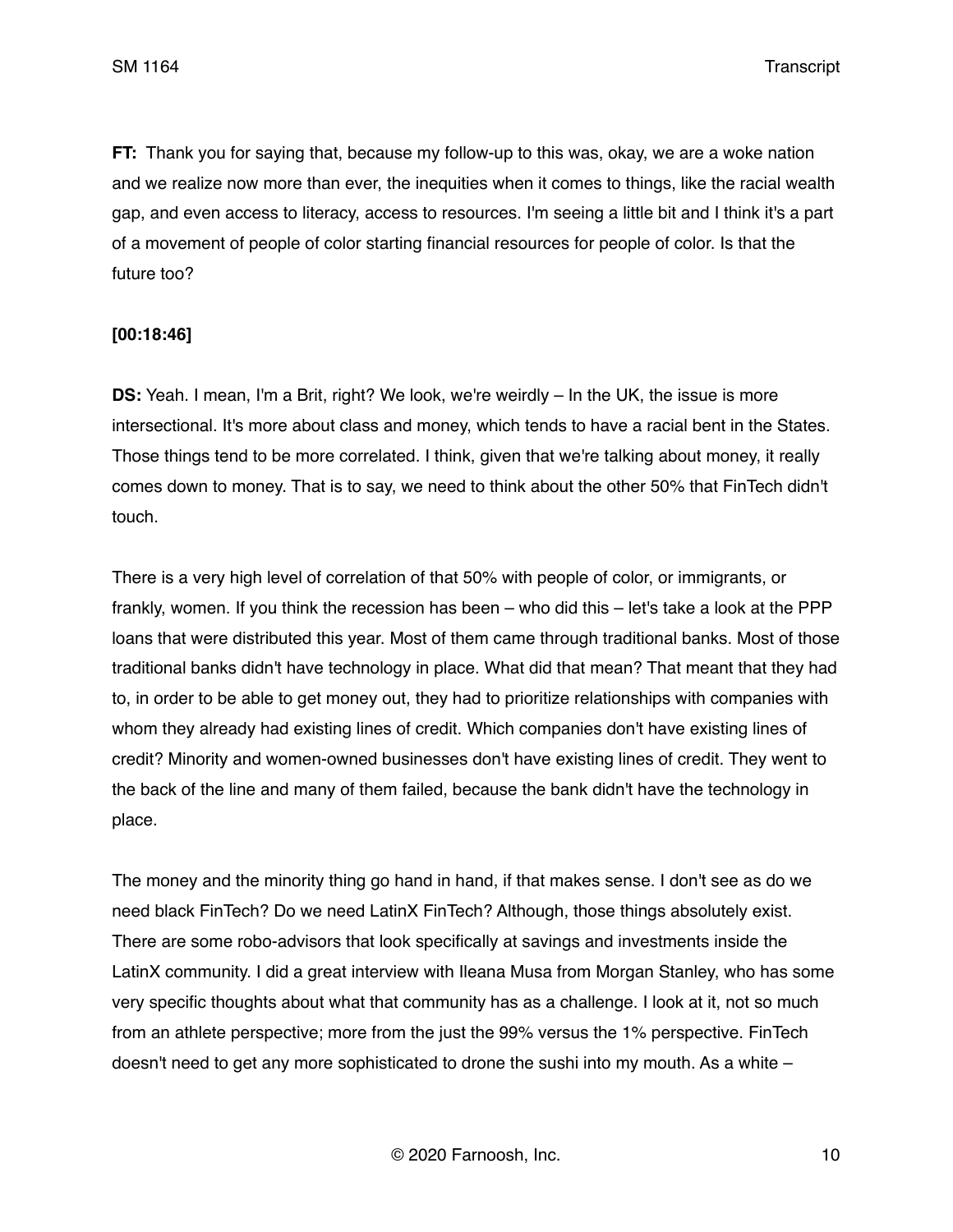**FT:** Thank you for saying that, because my follow-up to this was, okay, we are a woke nation and we realize now more than ever, the inequities when it comes to things, like the racial wealth gap, and even access to literacy, access to resources. I'm seeing a little bit and I think it's a part of a movement of people of color starting financial resources for people of color. Is that the future too?

**[00:18:46]**

**DS:** Yeah. I mean, I'm a Brit, right? We look, we're weirdly – In the UK, the issue is more intersectional. It's more about class and money, which tends to have a racial bent in the States. Those things tend to be more correlated. I think, given that we're talking about money, it really comes down to money. That is to say, we need to think about the other 50% that FinTech didn't touch.

There is a very high level of correlation of that 50% with people of color, or immigrants, or frankly, women. If you think the recession has been – who did this – let's take a look at the PPP loans that were distributed this year. Most of them came through traditional banks. Most of those traditional banks didn't have technology in place. What did that mean? That meant that they had to, in order to be able to get money out, they had to prioritize relationships with companies with whom they already had existing lines of credit. Which companies don't have existing lines of credit? Minority and women-owned businesses don't have existing lines of credit. They went to the back of the line and many of them failed, because the bank didn't have the technology in place.

The money and the minority thing go hand in hand, if that makes sense. I don't see as do we need black FinTech? Do we need LatinX FinTech? Although, those things absolutely exist. There are some robo-advisors that look specifically at savings and investments inside the LatinX community. I did a great interview with Ileana Musa from Morgan Stanley, who has some very specific thoughts about what that community has as a challenge. I look at it, not so much from an athlete perspective; more from the just the 99% versus the 1% perspective. FinTech doesn't need to get any more sophisticated to drone the sushi into my mouth. As a white –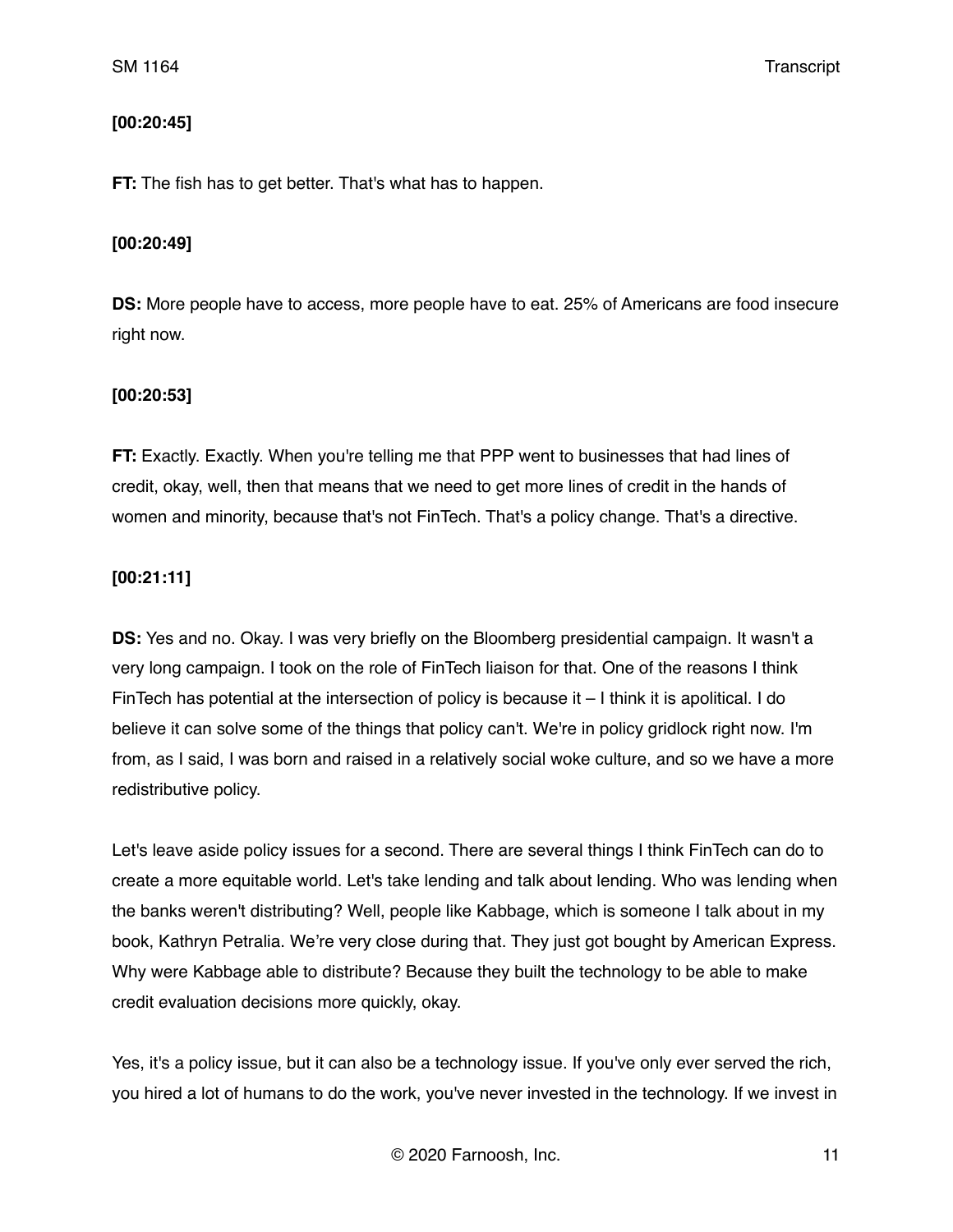**[00:20:45]**

**FT:** The fish has to get better. That's what has to happen.

**[00:20:49]**

**DS:** More people have to access, more people have to eat. 25% of Americans are food insecure right now.

**[00:20:53]**

**FT:** Exactly. Exactly. When you're telling me that PPP went to businesses that had lines of credit, okay, well, then that means that we need to get more lines of credit in the hands of women and minority, because that's not FinTech. That's a policy change. That's a directive.

**[00:21:11]**

**DS:** Yes and no. Okay. I was very briefly on the Bloomberg presidential campaign. It wasn't a very long campaign. I took on the role of FinTech liaison for that. One of the reasons I think FinTech has potential at the intersection of policy is because it – I think it is apolitical. I do believe it can solve some of the things that policy can't. We're in policy gridlock right now. I'm from, as I said, I was born and raised in a relatively social woke culture, and so we have a more redistributive policy.

Let's leave aside policy issues for a second. There are several things I think FinTech can do to create a more equitable world. Let's take lending and talk about lending. Who was lending when the banks weren't distributing? Well, people like Kabbage, which is someone I talk about in my book, Kathryn Petralia. We're very close during that. They just got bought by American Express. Why were Kabbage able to distribute? Because they built the technology to be able to make credit evaluation decisions more quickly, okay.

Yes, it's a policy issue, but it can also be a technology issue. If you've only ever served the rich, you hired a lot of humans to do the work, you've never invested in the technology. If we invest in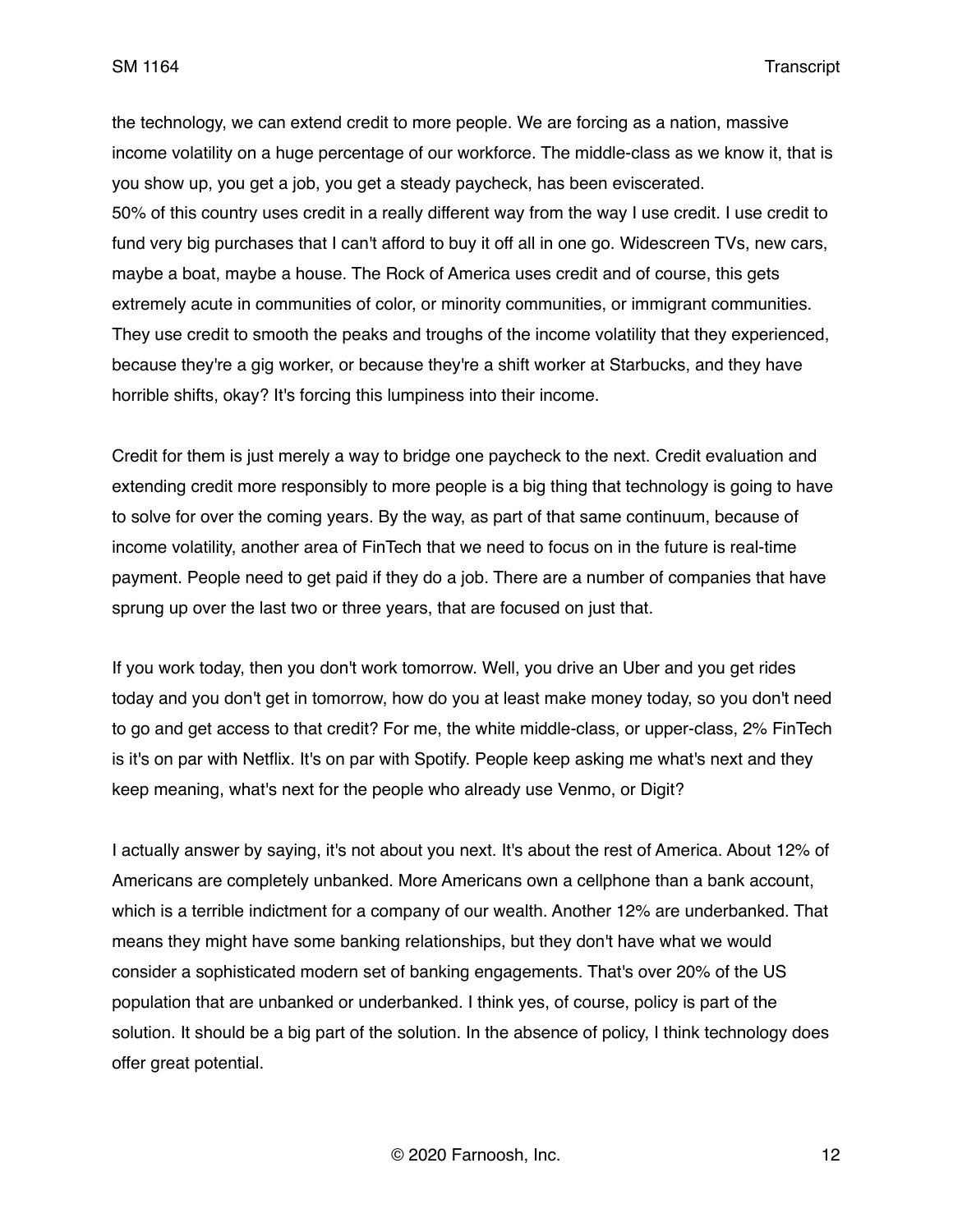the technology, we can extend credit to more people. We are forcing as a nation, massive income volatility on a huge percentage of our workforce. The middle-class as we know it, that is you show up, you get a job, you get a steady paycheck, has been eviscerated.
50% of this country uses credit in a really different way from the way I use credit. I use credit to fund very big purchases that I can't afford to buy it off all in one go. Widescreen TVs, new cars, maybe a boat, maybe a house. The Rock of America uses credit and of course, this gets extremely acute in communities of color, or minority communities, or immigrant communities. They use credit to smooth the peaks and troughs of the income volatility that they experienced, because they're a gig worker, or because they're a shift worker at Starbucks, and they have horrible shifts, okay? It's forcing this lumpiness into their income.

Credit for them is just merely a way to bridge one paycheck to the next. Credit evaluation and extending credit more responsibly to more people is a big thing that technology is going to have to solve for over the coming years. By the way, as part of that same continuum, because of income volatility, another area of FinTech that we need to focus on in the future is real-time payment. People need to get paid if they do a job. There are a number of companies that have sprung up over the last two or three years, that are focused on just that.

If you work today, then you don't work tomorrow. Well, you drive an Uber and you get rides today and you don't get in tomorrow, how do you at least make money today, so you don't need to go and get access to that credit? For me, the white middle-class, or upper-class, 2% FinTech is it's on par with Netflix. It's on par with Spotify. People keep asking me what's next and they keep meaning, what's next for the people who already use Venmo, or Digit?

I actually answer by saying, it's not about you next. It's about the rest of America. About 12% of Americans are completely unbanked. More Americans own a cellphone than a bank account, which is a terrible indictment for a company of our wealth. Another 12% are underbanked. That means they might have some banking relationships, but they don't have what we would consider a sophisticated modern set of banking engagements. That's over 20% of the US population that are unbanked or underbanked. I think yes, of course, policy is part of the solution. It should be a big part of the solution. In the absence of policy, I think technology does offer great potential.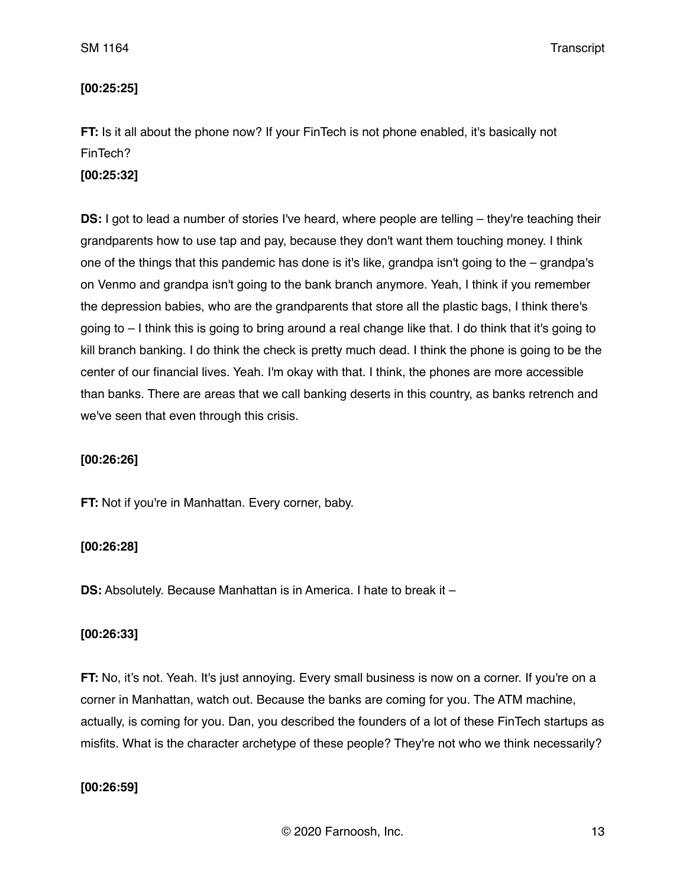**[00:25:25]**

**FT:** Is it all about the phone now? If your FinTech is not phone enabled, it's basically not FinTech?

**[00:25:32]**

**DS:** I got to lead a number of stories I've heard, where people are telling – they're teaching their grandparents how to use tap and pay, because they don't want them touching money. I think one of the things that this pandemic has done is it's like, grandpa isn't going to the – grandpa's on Venmo and grandpa isn't going to the bank branch anymore. Yeah, I think if you remember the depression babies, who are the grandparents that store all the plastic bags, I think there's going to – I think this is going to bring around a real change like that. I do think that it's going to kill branch banking. I do think the check is pretty much dead. I think the phone is going to be the center of our financial lives. Yeah. I'm okay with that. I think, the phones are more accessible than banks. There are areas that we call banking deserts in this country, as banks retrench and we've seen that even through this crisis.

**[00:26:26]**

**FT:** Not if you're in Manhattan. Every corner, baby.

**[00:26:28]**

**DS:** Absolutely. Because Manhattan is in America. I hate to break it –

**[00:26:33]**

**FT:** No, it's not. Yeah. It's just annoying. Every small business is now on a corner. If you're on a corner in Manhattan, watch out. Because the banks are coming for you. The ATM machine, actually, is coming for you. Dan, you described the founders of a lot of these FinTech startups as misfits. What is the character archetype of these people? They're not who we think necessarily?

**[00:26:59]**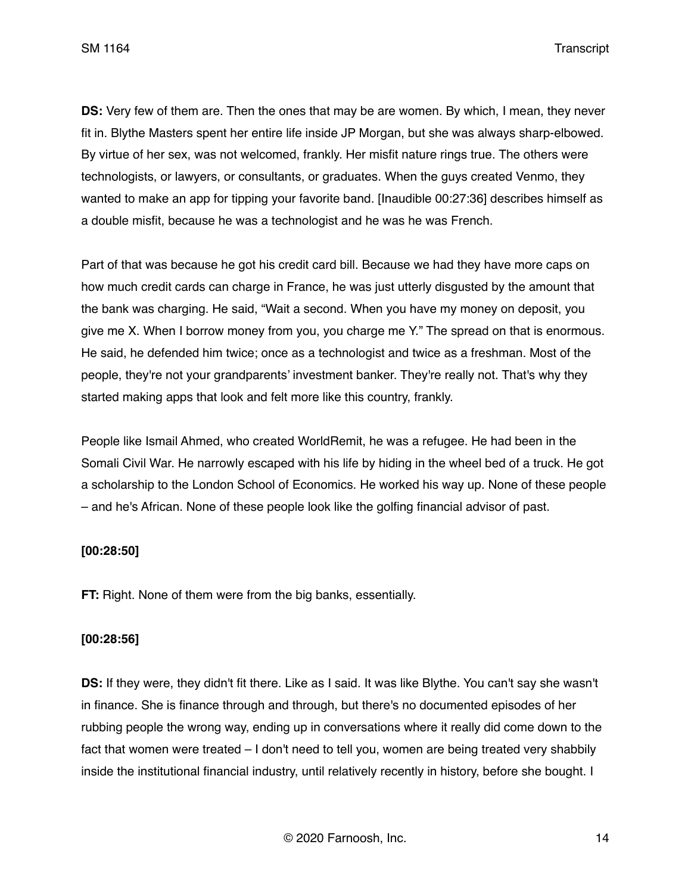**DS:** Very few of them are. Then the ones that may be are women. By which, I mean, they never fit in. Blythe Masters spent her entire life inside JP Morgan, but she was always sharp-elbowed. By virtue of her sex, was not welcomed, frankly. Her misfit nature rings true. The others were technologists, or lawyers, or consultants, or graduates. When the guys created Venmo, they wanted to make an app for tipping your favorite band. [Inaudible 00:27:36] describes himself as a double misfit, because he was a technologist and he was he was French.

Part of that was because he got his credit card bill. Because we had they have more caps on how much credit cards can charge in France, he was just utterly disgusted by the amount that the bank was charging. He said, "Wait a second. When you have my money on deposit, you give me X. When I borrow money from you, you charge me Y." The spread on that is enormous. He said, he defended him twice; once as a technologist and twice as a freshman. Most of the people, they're not your grandparents' investment banker. They're really not. That's why they started making apps that look and felt more like this country, frankly.

People like Ismail Ahmed, who created WorldRemit, he was a refugee. He had been in the Somali Civil War. He narrowly escaped with his life by hiding in the wheel bed of a truck. He got a scholarship to the London School of Economics. He worked his way up. None of these people – and he's African. None of these people look like the golfing financial advisor of past.

**[00:28:50]**

**FT:** Right. None of them were from the big banks, essentially.

**[00:28:56]**

**DS:** If they were, they didn't fit there. Like as I said. It was like Blythe. You can't say she wasn't in finance. She is finance through and through, but there's no documented episodes of her rubbing people the wrong way, ending up in conversations where it really did come down to the fact that women were treated – I don't need to tell you, women are being treated very shabbily inside the institutional financial industry, until relatively recently in history, before she bought. I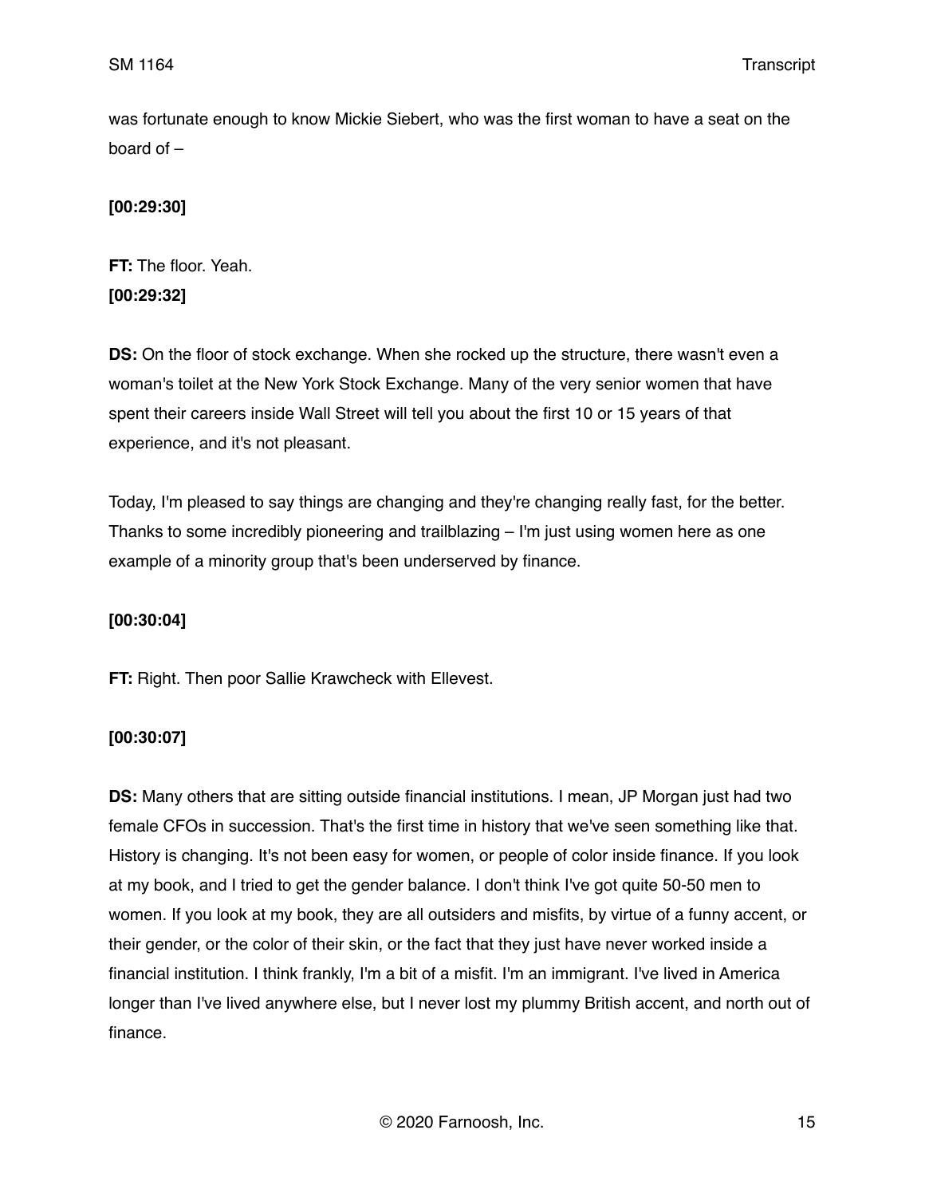was fortunate enough to know Mickie Siebert, who was the first woman to have a seat on the board of –

**[00:29:30]**

**FT:** The floor. Yeah.
**[00:29:32]**

**DS:** On the floor of stock exchange. When she rocked up the structure, there wasn't even a woman's toilet at the New York Stock Exchange. Many of the very senior women that have spent their careers inside Wall Street will tell you about the first 10 or 15 years of that experience, and it's not pleasant.

Today, I'm pleased to say things are changing and they're changing really fast, for the better. Thanks to some incredibly pioneering and trailblazing – I'm just using women here as one example of a minority group that's been underserved by finance.

**[00:30:04]**

**FT:** Right. Then poor Sallie Krawcheck with Ellevest.

**[00:30:07]**

**DS:** Many others that are sitting outside financial institutions. I mean, JP Morgan just had two female CFOs in succession. That's the first time in history that we've seen something like that. History is changing. It's not been easy for women, or people of color inside finance. If you look at my book, and I tried to get the gender balance. I don't think I've got quite 50-50 men to women. If you look at my book, they are all outsiders and misfits, by virtue of a funny accent, or their gender, or the color of their skin, or the fact that they just have never worked inside a financial institution. I think frankly, I'm a bit of a misfit. I'm an immigrant. I've lived in America longer than I've lived anywhere else, but I never lost my plummy British accent, and north out of finance.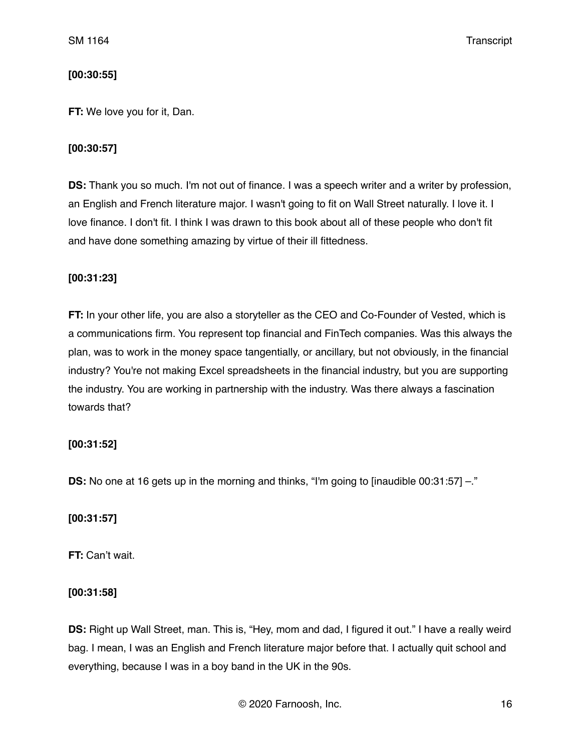**[00:30:55]**

**FT:** We love you for it, Dan.

**[00:30:57]**

**DS:** Thank you so much. I'm not out of finance. I was a speech writer and a writer by profession, an English and French literature major. I wasn't going to fit on Wall Street naturally. I love it. I love finance. I don't fit. I think I was drawn to this book about all of these people who don't fit and have done something amazing by virtue of their ill fittedness.

**[00:31:23]**

**FT:** In your other life, you are also a storyteller as the CEO and Co-Founder of Vested, which is a communications firm. You represent top financial and FinTech companies. Was this always the plan, was to work in the money space tangentially, or ancillary, but not obviously, in the financial industry? You're not making Excel spreadsheets in the financial industry, but you are supporting the industry. You are working in partnership with the industry. Was there always a fascination towards that?

**[00:31:52]**

**DS:** No one at 16 gets up in the morning and thinks, "I'm going to [inaudible 00:31:57] –."

**[00:31:57]**

**FT:** Can't wait.

**[00:31:58]**

**DS:** Right up Wall Street, man. This is, "Hey, mom and dad, I figured it out." I have a really weird bag. I mean, I was an English and French literature major before that. I actually quit school and everything, because I was in a boy band in the UK in the 90s.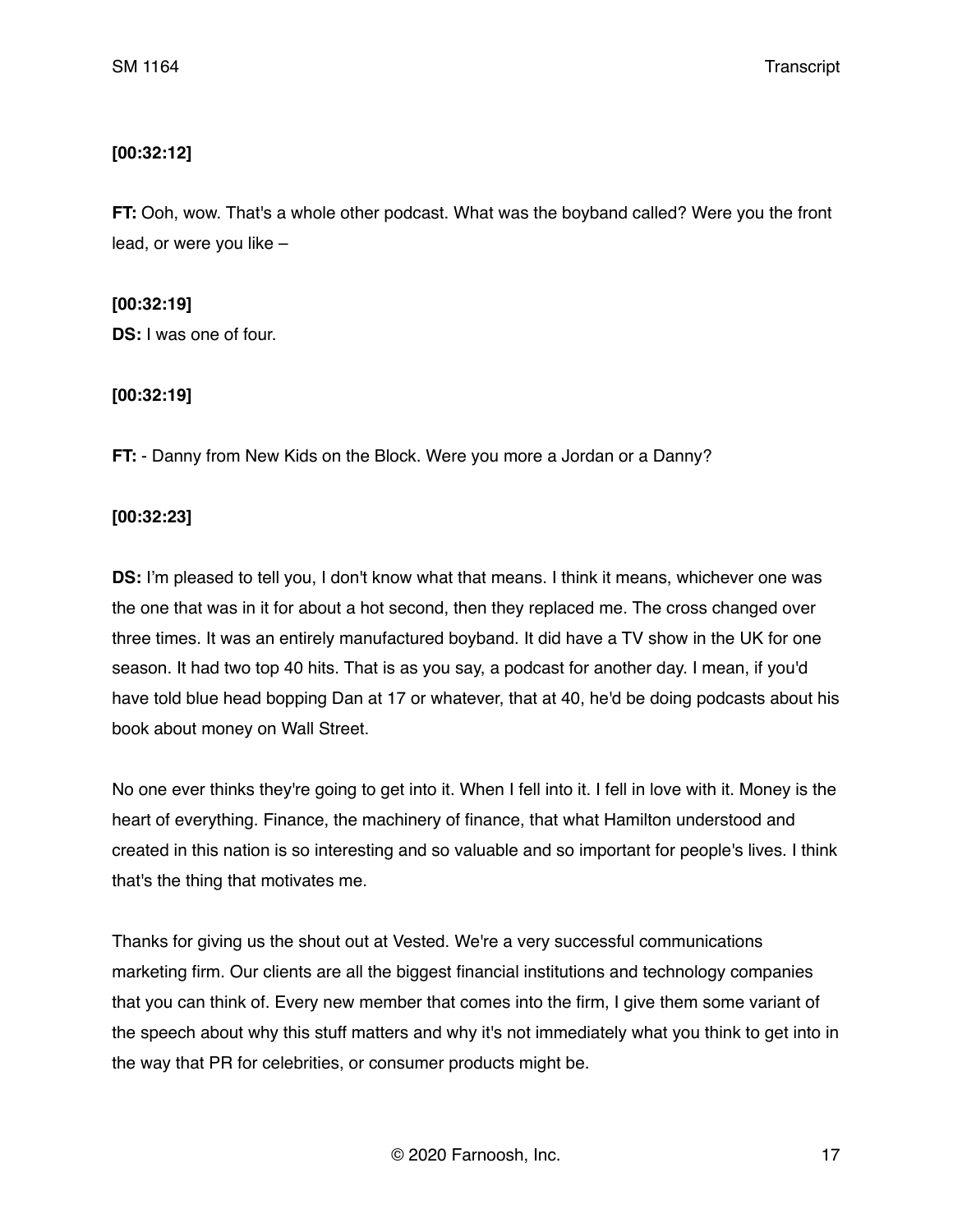**[00:32:12]**

**FT:** Ooh, wow. That's a whole other podcast. What was the boyband called? Were you the front lead, or were you like –

**[00:32:19]**

**DS:** I was one of four.

**[00:32:19]**

**FT:** - Danny from New Kids on the Block. Were you more a Jordan or a Danny?

**[00:32:23]**

**DS:** I'm pleased to tell you, I don't know what that means. I think it means, whichever one was the one that was in it for about a hot second, then they replaced me. The cross changed over three times. It was an entirely manufactured boyband. It did have a TV show in the UK for one season. It had two top 40 hits. That is as you say, a podcast for another day. I mean, if you'd have told blue head bopping Dan at 17 or whatever, that at 40, he'd be doing podcasts about his book about money on Wall Street.

No one ever thinks they're going to get into it. When I fell into it. I fell in love with it. Money is the heart of everything. Finance, the machinery of finance, that what Hamilton understood and created in this nation is so interesting and so valuable and so important for people's lives. I think that's the thing that motivates me.

Thanks for giving us the shout out at Vested. We're a very successful communications marketing firm. Our clients are all the biggest financial institutions and technology companies that you can think of. Every new member that comes into the firm, I give them some variant of the speech about why this stuff matters and why it's not immediately what you think to get into in the way that PR for celebrities, or consumer products might be.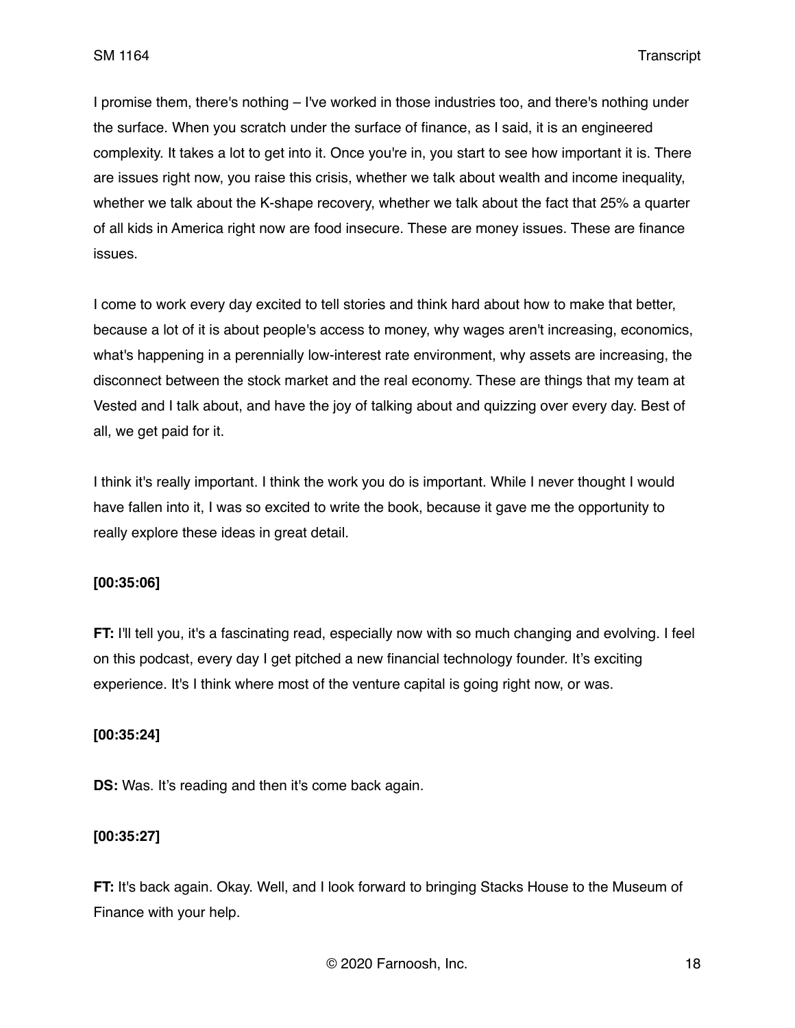I promise them, there's nothing – I've worked in those industries too, and there's nothing under the surface. When you scratch under the surface of finance, as I said, it is an engineered complexity. It takes a lot to get into it. Once you're in, you start to see how important it is. There are issues right now, you raise this crisis, whether we talk about wealth and income inequality, whether we talk about the K-shape recovery, whether we talk about the fact that 25% a quarter of all kids in America right now are food insecure. These are money issues. These are finance issues.

I come to work every day excited to tell stories and think hard about how to make that better, because a lot of it is about people's access to money, why wages aren't increasing, economics, what's happening in a perennially low-interest rate environment, why assets are increasing, the disconnect between the stock market and the real economy. These are things that my team at Vested and I talk about, and have the joy of talking about and quizzing over every day. Best of all, we get paid for it.

I think it's really important. I think the work you do is important. While I never thought I would have fallen into it, I was so excited to write the book, because it gave me the opportunity to really explore these ideas in great detail.

**[00:35:06]**

**FT:** I'll tell you, it's a fascinating read, especially now with so much changing and evolving. I feel on this podcast, every day I get pitched a new financial technology founder. It's exciting experience. It's I think where most of the venture capital is going right now, or was.

**[00:35:24]**

**DS:** Was. It's reading and then it's come back again.

**[00:35:27]**

**FT:** It's back again. Okay. Well, and I look forward to bringing Stacks House to the Museum of Finance with your help.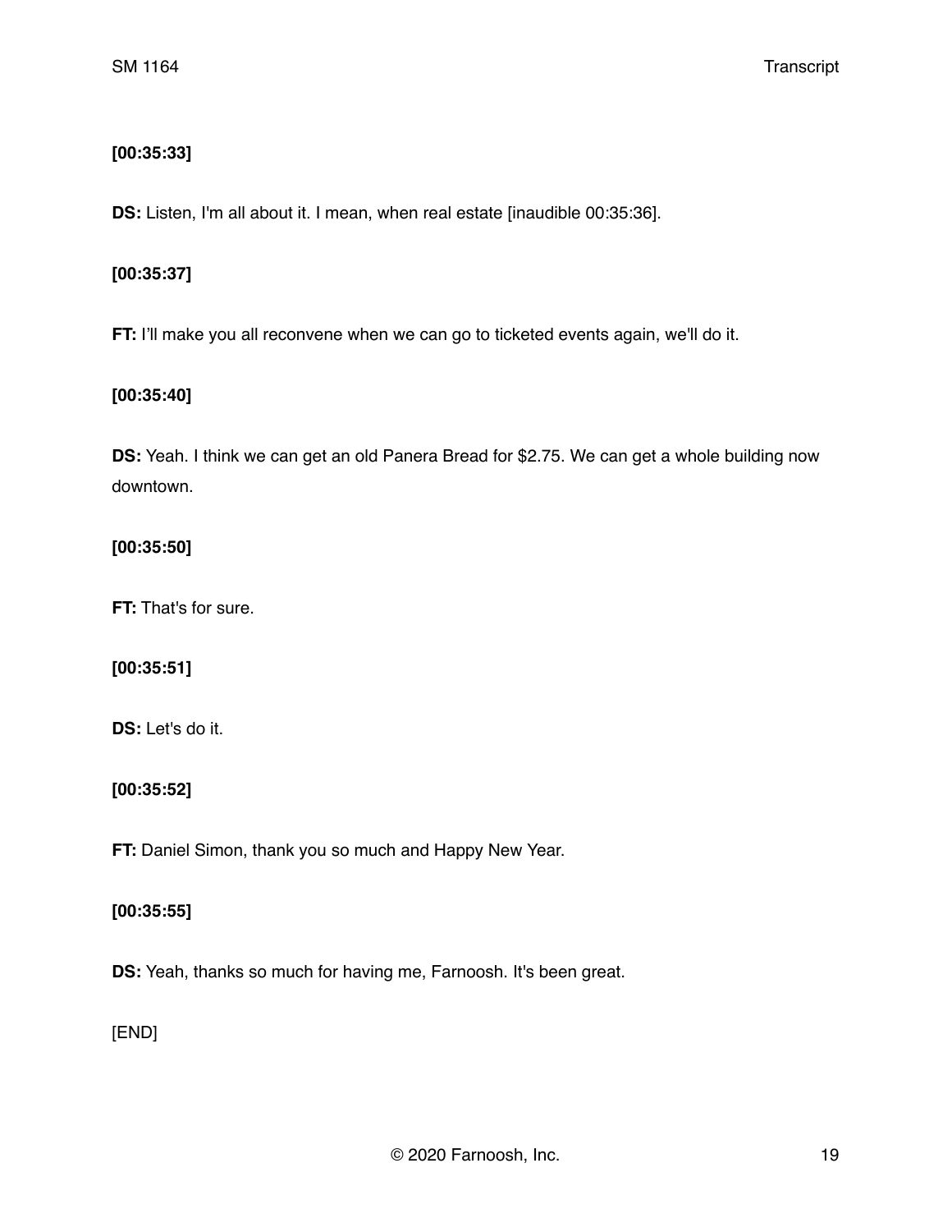**[00:35:33]**

**DS:** Listen, I'm all about it. I mean, when real estate [inaudible 00:35:36].

**[00:35:37]**

**FT:** I'll make you all reconvene when we can go to ticketed events again, we'll do it.

**[00:35:40]**

**DS:** Yeah. I think we can get an old Panera Bread for $2.75. We can get a whole building now downtown.

**[00:35:50]**

**FT:** That's for sure.

**[00:35:51]**

**DS:** Let's do it.

**[00:35:52]**

**FT:** Daniel Simon, thank you so much and Happy New Year.

**[00:35:55]**

**DS:** Yeah, thanks so much for having me, Farnoosh. It's been great.

[END]